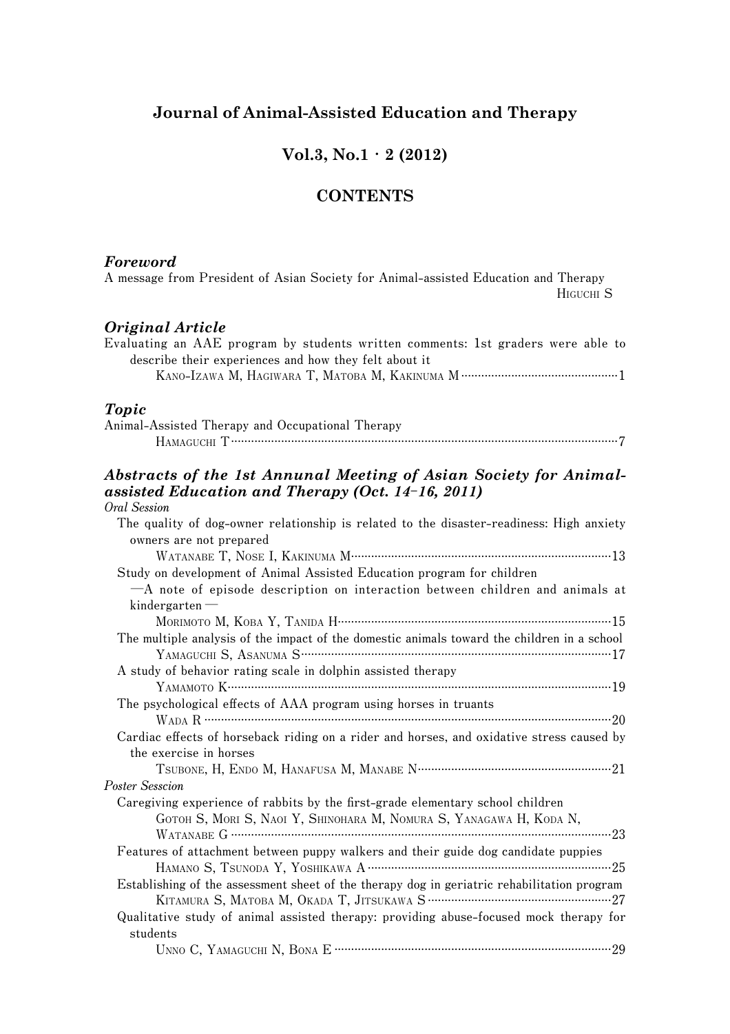# Journal of Animal-Assisted Education and Therapy

## Vol.3, No.1・2 (2012)

## CONTENTS

### *Foreword*

A message from President of Asian Society for Animal-assisted Education and Therapy
HIGUCHI S

### *Original Article*

Evaluating an AAE program by students written comments: 1st graders were able to describe their experiences and how they felt about it
KANO-IZAWA M, HAGIWARA T, MATOBA M, KAKINUMA M ········· 1

### *Topic*

Animal-Assisted Therapy and Occupational Therapy
HAMAGUCHI T ········· 7

### *Abstracts of the 1st Annunal Meeting of Asian Society for Animal-assisted Education and Therapy (Oct. 14–16, 2011)*

*Oral Session*

The quality of dog-owner relationship is related to the disaster-readiness: High anxiety owners are not prepared
WATANABE T, NOSE I, KAKINUMA M ········· 13

Study on development of Animal Assisted Education program for children —A note of episode description on interaction between children and animals at kindergarten—
MORIMOTO M, KOBA Y, TANIDA H ········· 15

The multiple analysis of the impact of the domestic animals toward the children in a school
YAMAGUCHI S, ASANUMA S ········· 17

A study of behavior rating scale in dolphin assisted therapy
YAMAMOTO K ········· 19

The psychological effects of AAA program using horses in truants
WADA R ········· 20

Cardiac effects of horseback riding on a rider and horses, and oxidative stress caused by the exercise in horses
TSUBONE, H, ENDO M, HANAFUSA M, MANABE N ········· 21

*Poster Sesscion*

Caregiving experience of rabbits by the first-grade elementary school children
GOTOH S, MORI S, NAOI Y, SHINOHARA M, NOMURA S, YANAGAWA H, KODA N, WATANABE G ········· 23

Features of attachment between puppy walkers and their guide dog candidate puppies
HAMANO S, TSUNODA Y, YOSHIKAWA A ········· 25

Establishing of the assessment sheet of the therapy dog in geriatric rehabilitation program
KITAMURA S, MATOBA M, OKADA T, JITSUKAWA S ········· 27

Qualitative study of animal assisted therapy: providing abuse-focused mock therapy for students
UNNO C, YAMAGUCHI N, BONA E ········· 29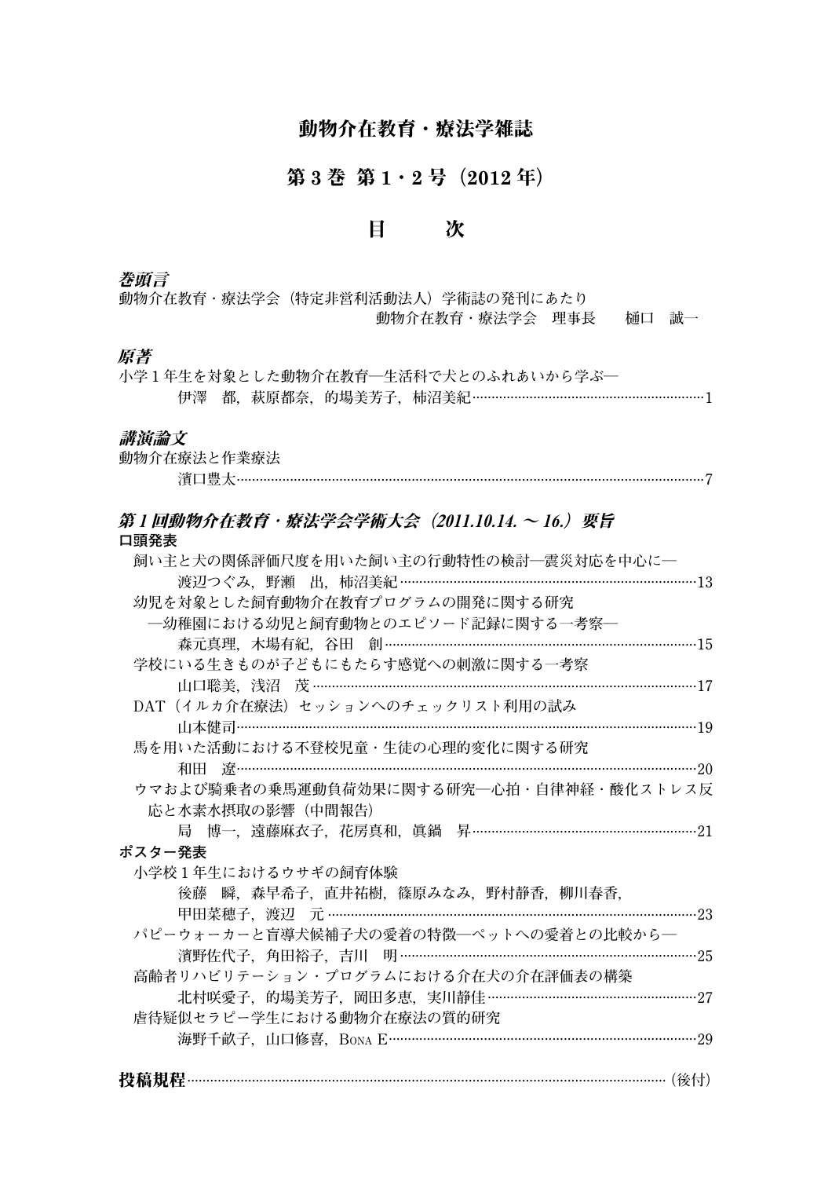# 動物介在教育・療法学雑誌

## 第 3 巻 第 1・2 号（2012 年）

## 目　　次

### *巻頭言*

動物介在教育・療法学会（特定非営利活動法人）学術誌の発刊にあたり
動物介在教育・療法学会　理事長　　樋口　誠一

### *原著*

小学 1 年生を対象とした動物介在教育―生活科で犬とのふれあいから学ぶ―
伊澤　都，萩原都奈，的場美芳子，柿沼美紀……1

### *講演論文*

動物介在療法と作業療法
濱口豊太……7

### *第 1 回動物介在教育・療法学会学術大会（2011.10.14. ～ 16.）要旨*

**口頭発表**

飼い主と犬の関係評価尺度を用いた飼い主の行動特性の検討―震災対応を中心に―
渡辺つぐみ，野瀬　出，柿沼美紀……13

幼児を対象とした飼育動物介在教育プログラムの開発に関する研究
―幼稚園における幼児と飼育動物とのエピソード記録に関する一考察―
森元真理，木場有紀，谷田　創……15

学校にいる生きものが子どもにもたらす感覚への刺激に関する一考察
山口聡美，浅沼　茂……17

DAT（イルカ介在療法）セッションへのチェックリスト利用の試み
山本健司……19

馬を用いた活動における不登校児童・生徒の心理的変化に関する研究
和田　遼……20

ウマおよび騎乗者の乗馬運動負荷効果に関する研究―心拍・自律神経・酸化ストレス反応と水素水摂取の影響（中間報告）
局　博一，遠藤麻衣子，花房真和，眞鍋　昇……21

**ポスター発表**

小学校 1 年生におけるウサギの飼育体験
後藤　瞬，森早希子，直井祐樹，篠原みなみ，野村静香，柳川春香，
甲田菜穂子，渡辺　元……23

パピーウォーカーと盲導犬候補子犬の愛着の特徴―ペットへの愛着との比較から―
濱野佐代子，角田裕子，吉川　明……25

高齢者リハビリテーション・プログラムにおける介在犬の介在評価表の構築
北村咲愛子，的場美芳子，岡田多恵，実川静佳……27

虐待疑似セラピー学生における動物介在療法の質的研究
海野千畝子，山口修喜，Bona E……29

**投稿規程**……（後付）